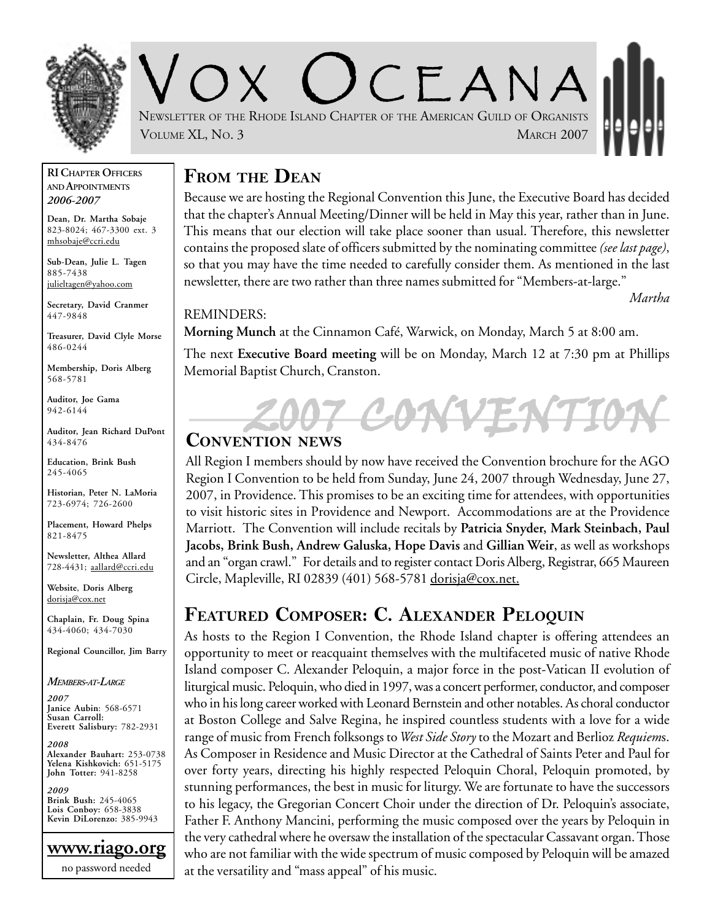# VOX OCEANA

NEWSLETTER OF THE RHODE ISLAND CHAPTER OF THE AMERICAN GUILD OF ORGANISTS

VOLUME XL, NO. 3 — MARCH 2007

## FROM THE DEAN

Because we are hosting the Regional Convention this June, the Executive Board has decided that the chapter's Annual Meeting/Dinner will be held in May this year, rather than in June. This means that our election will take place sooner than usual. Therefore, this newsletter contains the proposed slate of officers submitted by the nominating committee *(see last page)*, so that you may have the time needed to carefully consider them. As mentioned in the last newsletter, there are two rather than three names submitted for "Members-at-large."

*Martha*

REMINDERS:

**Morning Munch** at the Cinnamon Café, Warwick, on Monday, March 5 at 8:00 am.

The next **Executive Board meeting** will be on Monday, March 12 at 7:30 pm at Phillips Memorial Baptist Church, Cranston.

## 2007 CONVENTION

## CONVENTION NEWS

All Region I members should by now have received the Convention brochure for the AGO Region I Convention to be held from Sunday, June 24, 2007 through Wednesday, June 27, 2007, in Providence. This promises to be an exciting time for attendees, with opportunities to visit historic sites in Providence and Newport. Accommodations are at the Providence Marriott. The Convention will include recitals by **Patricia Snyder, Mark Steinbach, Paul Jacobs, Brink Bush, Andrew Galuska, Hope Davis** and **Gillian Weir**, as well as workshops and an "organ crawl." For details and to register contact Doris Alberg, Registrar, 665 Maureen Circle, Mapleville, RI 02839 (401) 568-5781 dorisja@cox.net.

## FEATURED COMPOSER: C. ALEXANDER PELOQUIN

As hosts to the Region I Convention, the Rhode Island chapter is offering attendees an opportunity to meet or reacquaint themselves with the multifaceted music of native Rhode Island composer C. Alexander Peloquin, a major force in the post-Vatican II evolution of liturgical music. Peloquin, who died in 1997, was a concert performer, conductor, and composer who in his long career worked with Leonard Bernstein and other notables. As choral conductor at Boston College and Salve Regina, he inspired countless students with a love for a wide range of music from French folksongs to *West Side Story* to the Mozart and Berlioz *Requiem*s. As Composer in Residence and Music Director at the Cathedral of Saints Peter and Paul for over forty years, directing his highly respected Peloquin Choral, Peloquin promoted, by stunning performances, the best in music for liturgy. We are fortunate to have the successors to his legacy, the Gregorian Concert Choir under the direction of Dr. Peloquin's associate, Father F. Anthony Mancini, performing the music composed over the years by Peloquin in the very cathedral where he oversaw the installation of the spectacular Cassavant organ. Those who are not familiar with the wide spectrum of music composed by Peloquin will be amazed at the versatility and "mass appeal" of his music.

---

**RI CHAPTER OFFICERS AND APPOINTMENTS**
***2006-2007***

**Dean, Dr. Martha Sobaje**
823-8024; 467-3300 ext. 3
mhsobaje@ccri.edu

**Sub-Dean, Julie L. Tagen**
885-7438
julieltagen@yahoo.com

**Secretary, David Cranmer**
447-9848

**Treasurer, David Clyle Morse**
486-0244

**Membership, Doris Alberg**
568-5781

**Auditor, Joe Gama**
942-6144

**Auditor, Jean Richard DuPont**
434-8476

**Education, Brink Bush**
245-4065

**Historian, Peter N. LaMoria**
723-6974; 726-2600

**Placement, Howard Phelps**
821-8475

**Newsletter, Althea Allard**
728-4431; aallard@ccri.edu

**Website, Doris Alberg**
dorisja@cox.net

**Chaplain, Fr. Doug Spina**
434-4060; 434-7030

**Regional Councillor, Jim Barry**

***MEMBERS-AT-LARGE***

***2007***
**Janice Aubin**: 568-6571
**Susan Carroll:**
**Everett Salisbury:** 782-2931

***2008***
**Alexander Bauhart:** 253-0738
**Yelena Kishkovich:** 651-5175
**John Totter:** 941-8258

***2009***
**Brink Bush**: 245-4065
**Lois Conboy:** 658-3838
**Kevin DiLorenzo:** 385-9943

**www.riago.org**
no password needed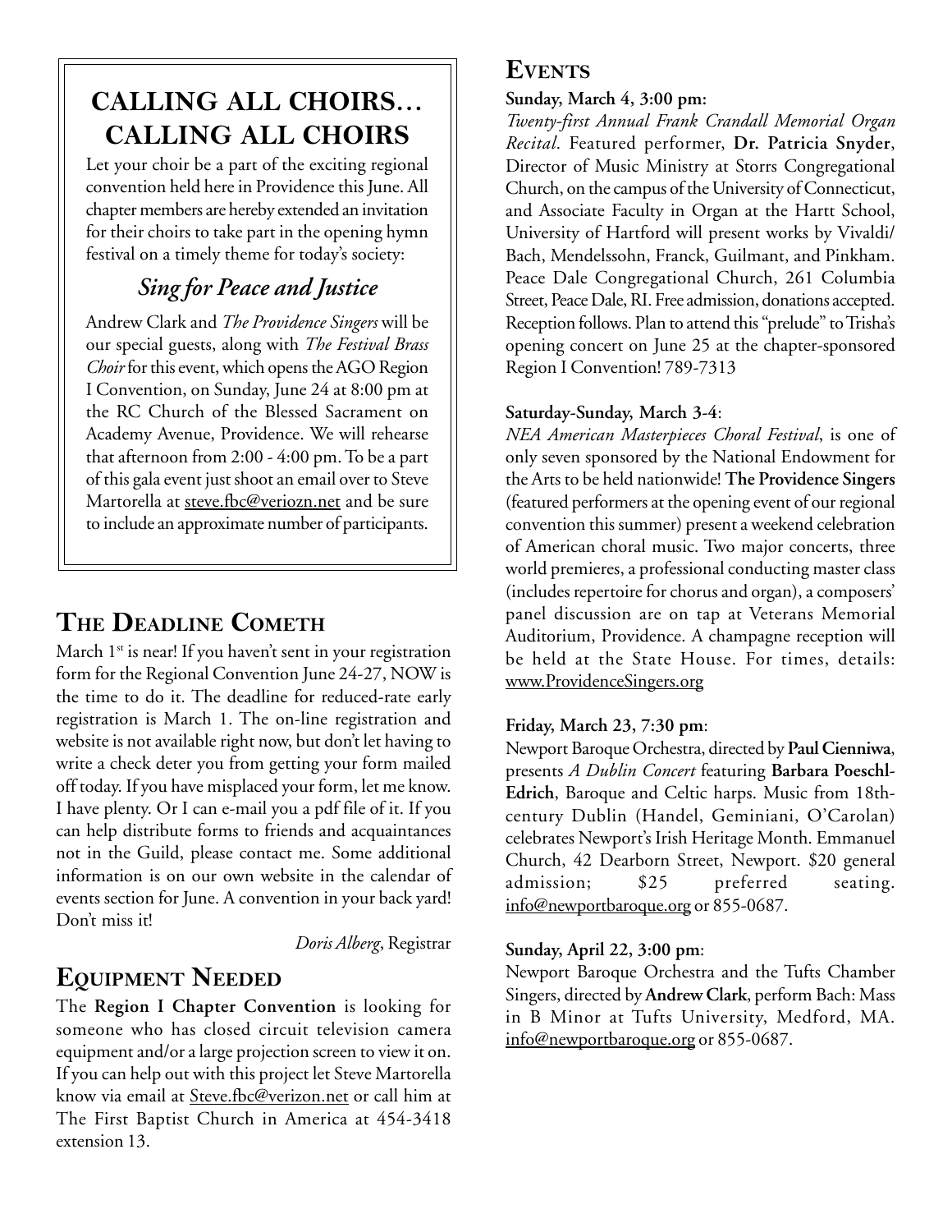## CALLING ALL CHOIRS… CALLING ALL CHOIRS

Let your choir be a part of the exciting regional convention held here in Providence this June. All chapter members are hereby extended an invitation for their choirs to take part in the opening hymn festival on a timely theme for today's society:

### *Sing for Peace and Justice*

Andrew Clark and *The Providence Singers* will be our special guests, along with *The Festival Brass Choir* for this event, which opens the AGO Region I Convention, on Sunday, June 24 at 8:00 pm at the RC Church of the Blessed Sacrament on Academy Avenue, Providence. We will rehearse that afternoon from 2:00 - 4:00 pm. To be a part of this gala event just shoot an email over to Steve Martorella at steve.fbc@veriozn.net and be sure to include an approximate number of participants.

## The Deadline Cometh

March 1st is near! If you haven't sent in your registration form for the Regional Convention June 24-27, NOW is the time to do it. The deadline for reduced-rate early registration is March 1. The on-line registration and website is not available right now, but don't let having to write a check deter you from getting your form mailed off today. If you have misplaced your form, let me know. I have plenty. Or I can e-mail you a pdf file of it. If you can help distribute forms to friends and acquaintances not in the Guild, please contact me. Some additional information is on our own website in the calendar of events section for June. A convention in your back yard! Don't miss it!

*Doris Alberg*, Registrar

## Equipment Needed

The **Region I Chapter Convention** is looking for someone who has closed circuit television camera equipment and/or a large projection screen to view it on. If you can help out with this project let Steve Martorella know via email at Steve.fbc@verizon.net or call him at The First Baptist Church in America at 454-3418 extension 13.

## Events

**Sunday, March 4, 3:00 pm:**
*Twenty-first Annual Frank Crandall Memorial Organ Recital*. Featured performer, **Dr. Patricia Snyder**, Director of Music Ministry at Storrs Congregational Church, on the campus of the University of Connecticut, and Associate Faculty in Organ at the Hartt School, University of Hartford will present works by Vivaldi/Bach, Mendelssohn, Franck, Guilmant, and Pinkham. Peace Dale Congregational Church, 261 Columbia Street, Peace Dale, RI. Free admission, donations accepted. Reception follows. Plan to attend this "prelude" to Trisha's opening concert on June 25 at the chapter-sponsored Region I Convention! 789-7313

**Saturday-Sunday, March 3-4**:
*NEA American Masterpieces Choral Festival*, is one of only seven sponsored by the National Endowment for the Arts to be held nationwide! **The Providence Singers** (featured performers at the opening event of our regional convention this summer) present a weekend celebration of American choral music. Two major concerts, three world premieres, a professional conducting master class (includes repertoire for chorus and organ), a composers' panel discussion are on tap at Veterans Memorial Auditorium, Providence. A champagne reception will be held at the State House. For times, details: www.ProvidenceSingers.org

**Friday, March 23, 7:30 pm**:
Newport Baroque Orchestra, directed by **Paul Cienniwa**, presents *A Dublin Concert* featuring **Barbara Poeschl-Edrich**, Baroque and Celtic harps. Music from 18th-century Dublin (Handel, Geminiani, O'Carolan) celebrates Newport's Irish Heritage Month. Emmanuel Church, 42 Dearborn Street, Newport. $20 general admission; $25 preferred seating. info@newportbaroque.org or 855-0687.

**Sunday, April 22, 3:00 pm**:
Newport Baroque Orchestra and the Tufts Chamber Singers, directed by **Andrew Clark**, perform Bach: Mass in B Minor at Tufts University, Medford, MA. info@newportbaroque.org or 855-0687.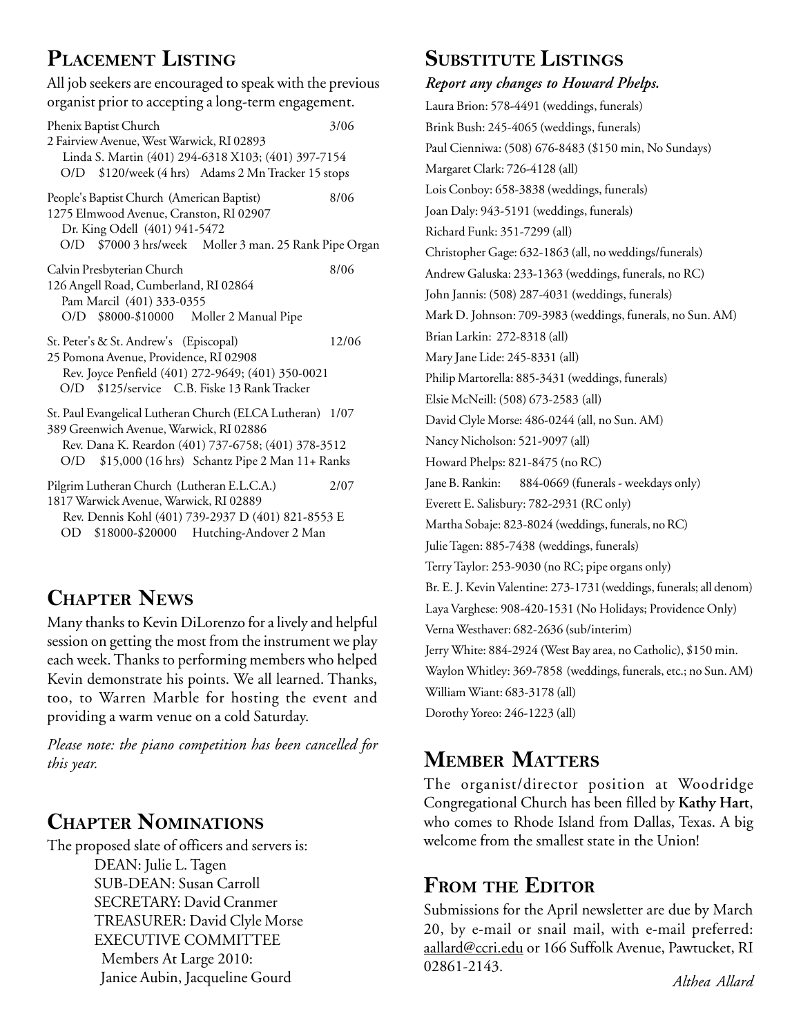## Placement Listing

All job seekers are encouraged to speak with the previous organist prior to accepting a long-term engagement.

Phenix Baptist Church 3/06
2 Fairview Avenue, West Warwick, RI 02893
Linda S. Martin (401) 294-6318 X103; (401) 397-7154
O/D $120/week (4 hrs) Adams 2 Mn Tracker 15 stops

People's Baptist Church (American Baptist) 8/06
1275 Elmwood Avenue, Cranston, RI 02907
Dr. King Odell (401) 941-5472
O/D $7000 3 hrs/week Moller 3 man. 25 Rank Pipe Organ

Calvin Presbyterian Church 8/06
126 Angell Road, Cumberland, RI 02864
Pam Marcil (401) 333-0355
O/D $8000-$10000 Moller 2 Manual Pipe

St. Peter's & St. Andrew's (Episcopal) 12/06
25 Pomona Avenue, Providence, RI 02908
Rev. Joyce Penfield (401) 272-9649; (401) 350-0021
O/D $125/service C.B. Fiske 13 Rank Tracker

St. Paul Evangelical Lutheran Church (ELCA Lutheran) 1/07
389 Greenwich Avenue, Warwick, RI 02886
Rev. Dana K. Reardon (401) 737-6758; (401) 378-3512
O/D $15,000 (16 hrs) Schantz Pipe 2 Man 11+ Ranks

Pilgrim Lutheran Church (Lutheran E.L.C.A.) 2/07
1817 Warwick Avenue, Warwick, RI 02889
Rev. Dennis Kohl (401) 739-2937 D (401) 821-8553 E
OD $18000-$20000 Hutching-Andover 2 Man

## Chapter News

Many thanks to Kevin DiLorenzo for a lively and helpful session on getting the most from the instrument we play each week. Thanks to performing members who helped Kevin demonstrate his points. We all learned. Thanks, too, to Warren Marble for hosting the event and providing a warm venue on a cold Saturday.

*Please note: the piano competition has been cancelled for this year.*

## Chapter Nominations

The proposed slate of officers and servers is:

DEAN: Julie L. Tagen
SUB-DEAN: Susan Carroll
SECRETARY: David Cranmer
TREASURER: David Clyle Morse
EXECUTIVE COMMITTEE
Members At Large 2010:
Janice Aubin, Jacqueline Gourd

## Substitute Listings

***Report any changes to Howard Phelps.***

Laura Brion: 578-4491 (weddings, funerals)
Brink Bush: 245-4065 (weddings, funerals)
Paul Cienniwa: (508) 676-8483 ($150 min, No Sundays)
Margaret Clark: 726-4128 (all)
Lois Conboy: 658-3838 (weddings, funerals)
Joan Daly: 943-5191 (weddings, funerals)
Richard Funk: 351-7299 (all)
Christopher Gage: 632-1863 (all, no weddings/funerals)
Andrew Galuska: 233-1363 (weddings, funerals, no RC)
John Jannis: (508) 287-4031 (weddings, funerals)
Mark D. Johnson: 709-3983 (weddings, funerals, no Sun. AM)
Brian Larkin: 272-8318 (all)
Mary Jane Lide: 245-8331 (all)
Philip Martorella: 885-3431 (weddings, funerals)
Elsie McNeill: (508) 673-2583 (all)
David Clyle Morse: 486-0244 (all, no Sun. AM)
Nancy Nicholson: 521-9097 (all)
Howard Phelps: 821-8475 (no RC)
Jane B. Rankin: 884-0669 (funerals - weekdays only)
Everett E. Salisbury: 782-2931 (RC only)
Martha Sobaje: 823-8024 (weddings, funerals, no RC)
Julie Tagen: 885-7438 (weddings, funerals)
Terry Taylor: 253-9030 (no RC; pipe organs only)
Br. E. J. Kevin Valentine: 273-1731 (weddings, funerals; all denom)
Laya Varghese: 908-420-1531 (No Holidays; Providence Only)
Verna Westhaver: 682-2636 (sub/interim)
Jerry White: 884-2924 (West Bay area, no Catholic), $150 min.
Waylon Whitley: 369-7858 (weddings, funerals, etc.; no Sun. AM)
William Wiant: 683-3178 (all)
Dorothy Yoreo: 246-1223 (all)

## Member Matters

The organist/director position at Woodridge Congregational Church has been filled by **Kathy Hart**, who comes to Rhode Island from Dallas, Texas. A big welcome from the smallest state in the Union!

## From the Editor

Submissions for the April newsletter are due by March 20, by e-mail or snail mail, with e-mail preferred: aallard@ccri.edu or 166 Suffolk Avenue, Pawtucket, RI 02861-2143.

*Althea Allard*